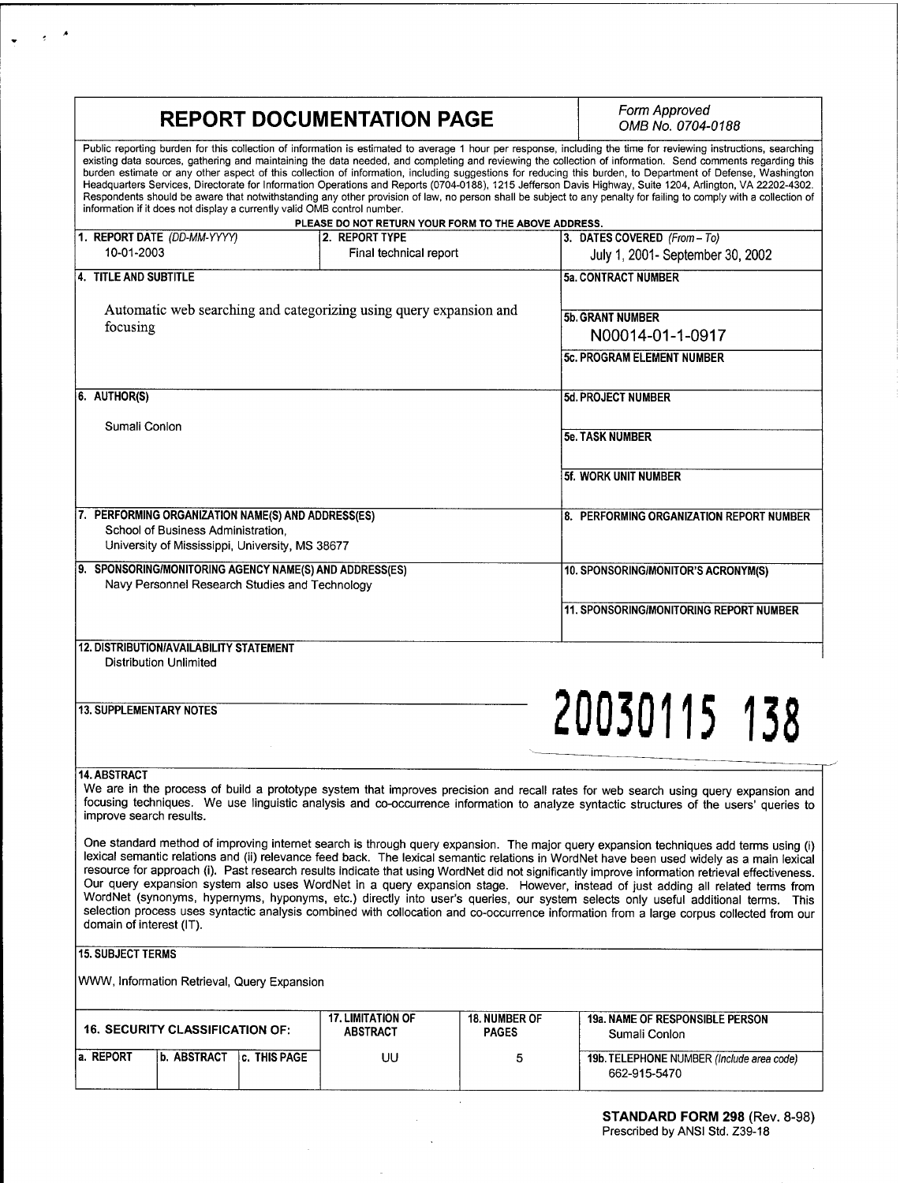# REPORT DOCUMENTATION PAGE

*Form Approved*
*OMB No. 0704-0188*

Public reporting burden for this collection of information is estimated to average 1 hour per response, including the time for reviewing instructions, searching existing data sources, gathering and maintaining the data needed, and completing and reviewing the collection of information. Send comments regarding this burden estimate or any other aspect of this collection of information, including suggestions for reducing this burden, to Department of Defense, Washington Headquarters Services, Directorate for Information Operations and Reports (0704-0188), 1215 Jefferson Davis Highway, Suite 1204, Arlington, VA 22202-4302. Respondents should be aware that notwithstanding any other provision of law, no person shall be subject to any penalty for failing to comply with a collection of information if it does not display a currently valid OMB control number.

**PLEASE DO NOT RETURN YOUR FORM TO THE ABOVE ADDRESS.**

**1. REPORT DATE** *(DD-MM-YYYY)*
10-01-2003

**2. REPORT TYPE**
Final technical report

**3. DATES COVERED** *(From – To)*
July 1, 2001- September 30, 2002

**4. TITLE AND SUBTITLE**
Automatic web searching and categorizing using query expansion and focusing

**5a. CONTRACT NUMBER**

**5b. GRANT NUMBER**
N00014-01-1-0917

**5c. PROGRAM ELEMENT NUMBER**

**6. AUTHOR(S)**
Sumali Conlon

**5d. PROJECT NUMBER**

**5e. TASK NUMBER**

**5f. WORK UNIT NUMBER**

**7. PERFORMING ORGANIZATION NAME(S) AND ADDRESS(ES)**
School of Business Administration,
University of Mississippi, University, MS 38677

**8. PERFORMING ORGANIZATION REPORT NUMBER**

**9. SPONSORING/MONITORING AGENCY NAME(S) AND ADDRESS(ES)**
Navy Personnel Research Studies and Technology

**10. SPONSORING/MONITOR'S ACRONYM(S)**

**11. SPONSORING/MONITORING REPORT NUMBER**

**12. DISTRIBUTION/AVAILABILITY STATEMENT**
Distribution Unlimited

**13. SUPPLEMENTARY NOTES**

20030115 138

**14. ABSTRACT**
We are in the process of build a prototype system that improves precision and recall rates for web search using query expansion and focusing techniques. We use linguistic analysis and co-occurrence information to analyze syntactic structures of the users' queries to improve search results.

One standard method of improving internet search is through query expansion. The major query expansion techniques add terms using (i) lexical semantic relations and (ii) relevance feed back. The lexical semantic relations in WordNet have been used widely as a main lexical resource for approach (i). Past research results indicate that using WordNet did not significantly improve information retrieval effectiveness. Our query expansion system also uses WordNet in a query expansion stage. However, instead of just adding all related terms from WordNet (synonyms, hypernyms, hyponyms, etc.) directly into user's queries, our system selects only useful additional terms. This selection process uses syntactic analysis combined with collocation and co-occurrence information from a large corpus collected from our domain of interest (IT).

**15. SUBJECT TERMS**
WWW, Information Retrieval, Query Expansion

| 16. SECURITY CLASSIFICATION OF: | | | 17. LIMITATION OF ABSTRACT | 18. NUMBER OF PAGES | 19a. NAME OF RESPONSIBLE PERSON |
|---|---|---|---|---|---|
| a. REPORT | b. ABSTRACT | c. THIS PAGE | UU | 5 | Sumali Conlon |
| | | | | | 19b. TELEPHONE NUMBER *(Include area code)* 662-915-5470 |

**STANDARD FORM 298** (Rev. 8-98)
Prescribed by ANSI Std. Z39-18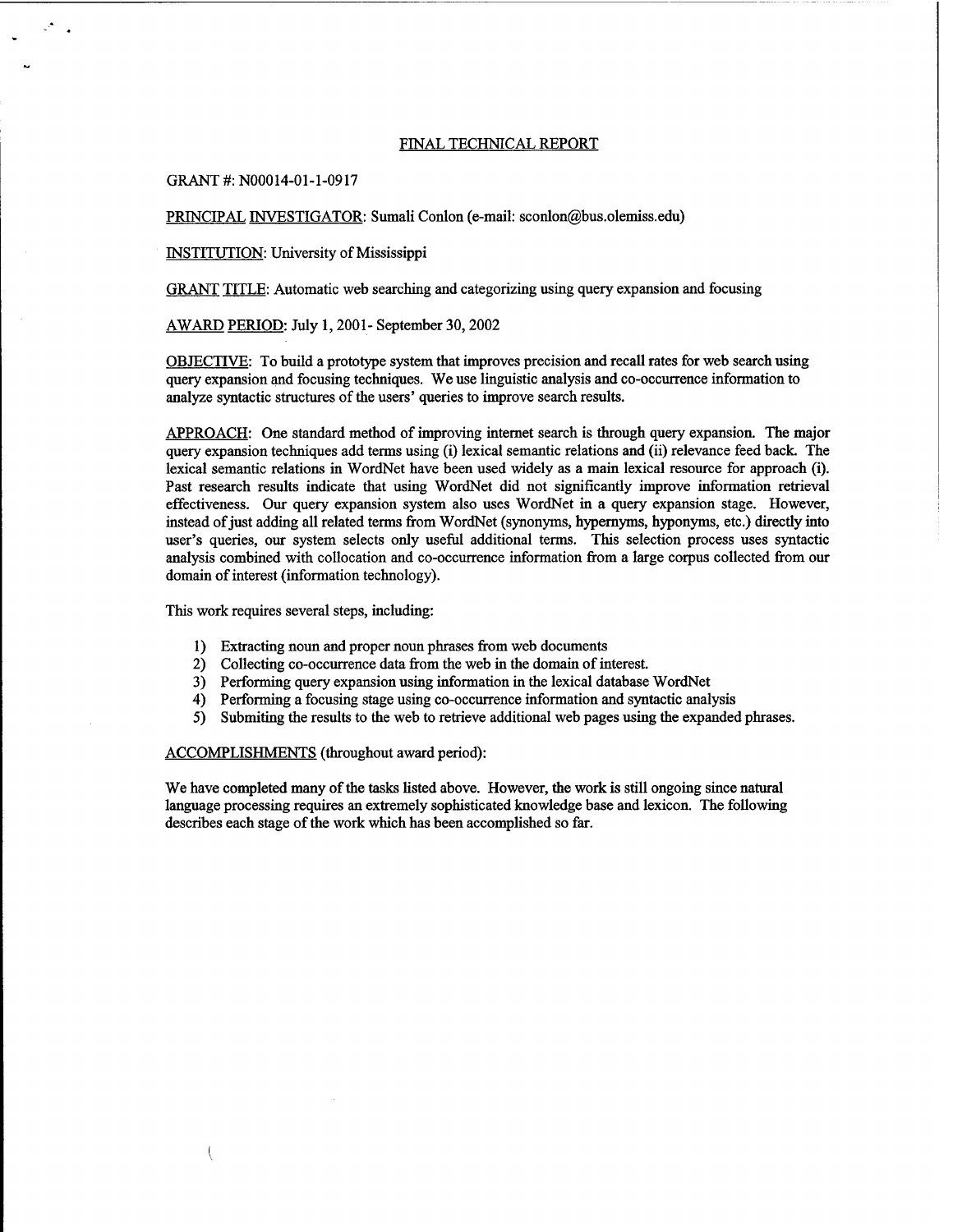# FINAL TECHNICAL REPORT

GRANT #: N00014-01-1-0917

PRINCIPAL INVESTIGATOR: Sumali Conlon (e-mail: sconlon@bus.olemiss.edu)

INSTITUTION: University of Mississippi

GRANT TITLE: Automatic web searching and categorizing using query expansion and focusing

AWARD PERIOD: July 1, 2001- September 30, 2002

OBJECTIVE: To build a prototype system that improves precision and recall rates for web search using query expansion and focusing techniques. We use linguistic analysis and co-occurrence information to analyze syntactic structures of the users' queries to improve search results.

APPROACH: One standard method of improving internet search is through query expansion. The major query expansion techniques add terms using (i) lexical semantic relations and (ii) relevance feed back. The lexical semantic relations in WordNet have been used widely as a main lexical resource for approach (i). Past research results indicate that using WordNet did not significantly improve information retrieval effectiveness. Our query expansion system also uses WordNet in a query expansion stage. However, instead of just adding all related terms from WordNet (synonyms, hypernyms, hyponyms, etc.) directly into user's queries, our system selects only useful additional terms. This selection process uses syntactic analysis combined with collocation and co-occurrence information from a large corpus collected from our domain of interest (information technology).

This work requires several steps, including:

1) Extracting noun and proper noun phrases from web documents
2) Collecting co-occurrence data from the web in the domain of interest.
3) Performing query expansion using information in the lexical database WordNet
4) Performing a focusing stage using co-occurrence information and syntactic analysis
5) Submiting the results to the web to retrieve additional web pages using the expanded phrases.

ACCOMPLISHMENTS (throughout award period):

We have completed many of the tasks listed above. However, the work is still ongoing since natural language processing requires an extremely sophisticated knowledge base and lexicon. The following describes each stage of the work which has been accomplished so far.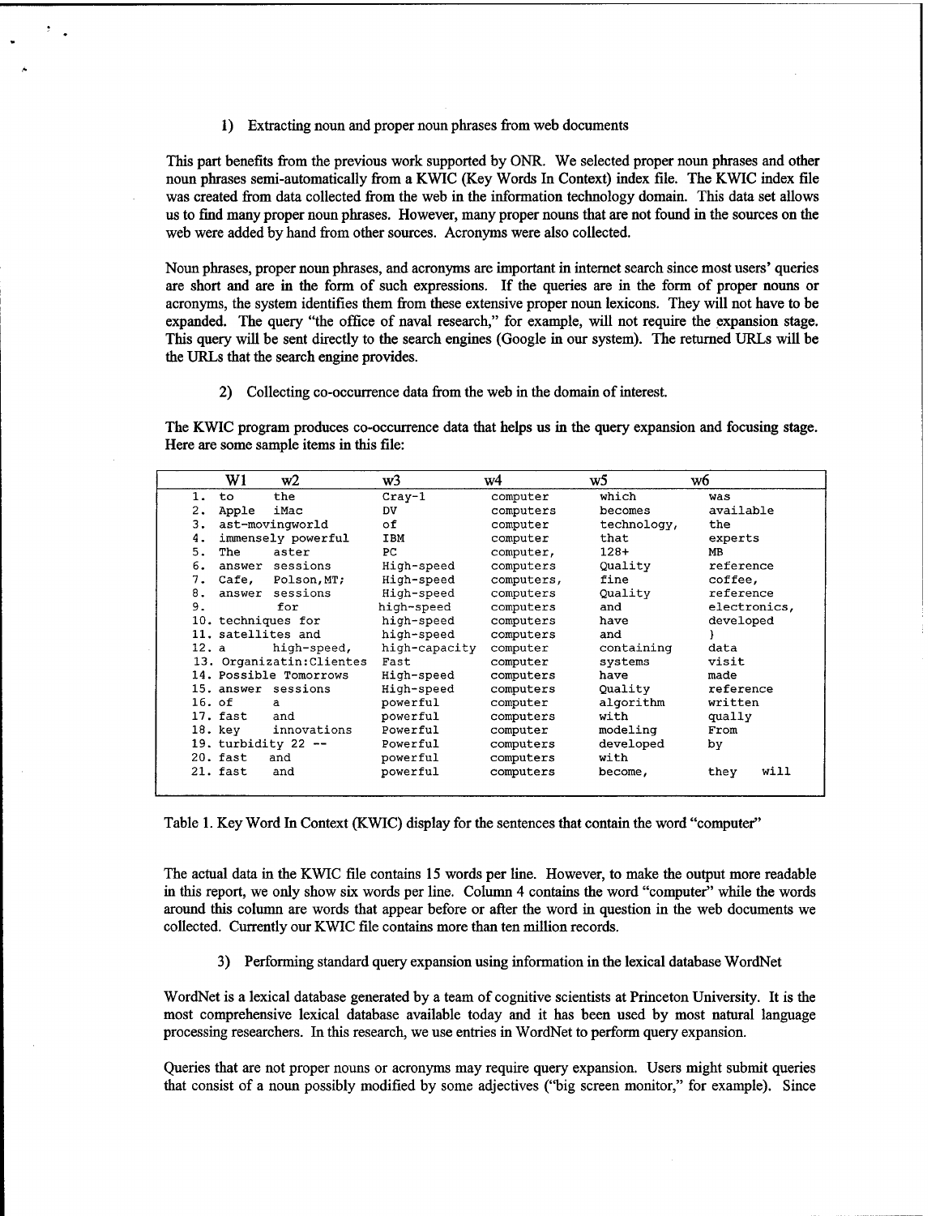1) Extracting noun and proper noun phrases from web documents

This part benefits from the previous work supported by ONR. We selected proper noun phrases and other noun phrases semi-automatically from a KWIC (Key Words In Context) index file. The KWIC index file was created from data collected from the web in the information technology domain. This data set allows us to find many proper noun phrases. However, many proper nouns that are not found in the sources on the web were added by hand from other sources. Acronyms were also collected.

Noun phrases, proper noun phrases, and acronyms are important in internet search since most users' queries are short and are in the form of such expressions. If the queries are in the form of proper nouns or acronyms, the system identifies them from these extensive proper noun lexicons. They will not have to be expanded. The query "the office of naval research," for example, will not require the expansion stage. This query will be sent directly to the search engines (Google in our system). The returned URLs will be the URLs that the search engine provides.

2) Collecting co-occurrence data from the web in the domain of interest.

The KWIC program produces co-occurrence data that helps us in the query expansion and focusing stage. Here are some sample items in this file:

| | W1 | w2 | w3 | w4 | w5 | w6 |
|---|---|---|---|---|---|---|
| 1. | to | the | Cray-1 | computer | which | was |
| 2. | Apple | iMac | DV | computers | becomes | available |
| 3. | ast-movingworld | | of | computer | technology, | the |
| 4. | immensely | powerful | IBM | computer | that | experts |
| 5. | The | aster | PC | computer, | 128+ | MB |
| 6. | answer | sessions | High-speed | computers | Quality | reference |
| 7. | Cafe, | Polson,MT; | High-speed | computers, | fine | coffee, |
| 8. | answer | sessions | High-speed | computers | Quality | reference |
| 9. | | for | high-speed | computers | and | electronics, |
| 10. | techniques | for | high-speed | computers | have | developed |
| 11. | satellites | and | high-speed | computers | and | ) |
| 12. | a | high-speed, | high-capacity | computer | containing | data |
| 13. | Organizatin:Clientes | | Fast | computer | systems | visit |
| 14. | Possible | Tomorrows | High-speed | computers | have | made |
| 15. | answer | sessions | High-speed | computers | Quality | reference |
| 16. | of | a | powerful | computer | algorithm | written |
| 17. | fast | and | powerful | computers | with | qually |
| 18. | key | innovations | Powerful | computer | modeling | From |
| 19. | turbidity | 22 -- | Powerful | computers | developed | by |
| 20. | fast | and | powerful | computers | with | |
| 21. | fast | and | powerful | computers | become, | they will |

Table 1. Key Word In Context (KWIC) display for the sentences that contain the word "computer"

The actual data in the KWIC file contains 15 words per line. However, to make the output more readable in this report, we only show six words per line. Column 4 contains the word "computer" while the words around this column are words that appear before or after the word in question in the web documents we collected. Currently our KWIC file contains more than ten million records.

3) Performing standard query expansion using information in the lexical database WordNet

WordNet is a lexical database generated by a team of cognitive scientists at Princeton University. It is the most comprehensive lexical database available today and it has been used by most natural language processing researchers. In this research, we use entries in WordNet to perform query expansion.

Queries that are not proper nouns or acronyms may require query expansion. Users might submit queries that consist of a noun possibly modified by some adjectives ("big screen monitor," for example). Since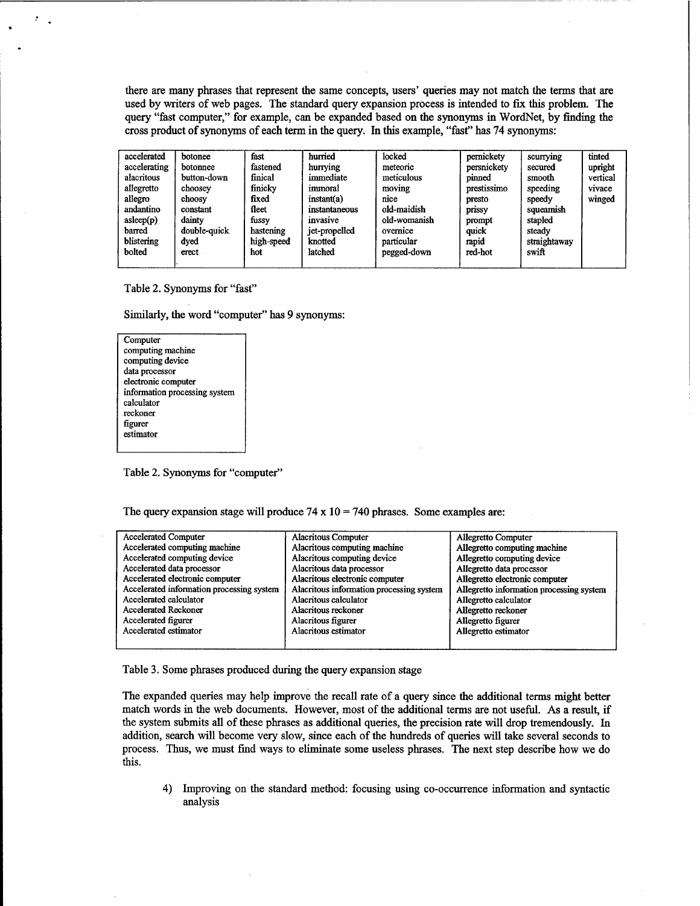there are many phrases that represent the same concepts, users' queries may not match the terms that are used by writers of web pages. The standard query expansion process is intended to fix this problem. The query "fast computer," for example, can be expanded based on the synonyms in WordNet, by finding the cross product of synonyms of each term in the query. In this example, "fast" has 74 synonyms:

| | | | | | | | |
|---|---|---|---|---|---|---|---|
| accelerated | botonee | fast | hurried | locked | pernickety | scurrying | tinted |
| accelerating | botonnee | fastened | hurrying | meteoric | persnickety | secured | upright |
| alacritous | button-down | finical | immediate | meticulous | pinned | smooth | vertical |
| allegretto | choosey | finicky | immoral | moving | prestissimo | speeding | vivace |
| allegro | choosy | fixed | instant(a) | nice | presto | speedy | winged |
| andantino | constant | fleet | instantaneous | old-maidish | prissy | squeamish | |
| asleep(p) | dainty | fussy | invasive | old-womanish | prompt | stapled | |
| barred | double-quick | hastening | jet-propelled | overnice | quick | steady | |
| blistering | dyed | high-speed | knotted | particular | rapid | straightaway | |
| bolted | erect | hot | latched | pegged-down | red-hot | swift | |

Table 2. Synonyms for "fast"

Similarly, the word "computer" has 9 synonyms:

| |
|---|
| Computer |
| computing machine |
| computing device |
| data processor |
| electronic computer |
| information processing system |
| calculator |
| reckoner |
| figurer |
| estimator |

Table 2. Synonyms for "computer"

The query expansion stage will produce 74 x 10 = 740 phrases. Some examples are:

| | | |
|---|---|---|
| Accelerated Computer | Alacritous Computer | Allegretto Computer |
| Accelerated computing machine | Alacritous computing machine | Allegretto computing machine |
| Accelerated computing device | Alacritous computing device | Allegretto computing device |
| Accelerated data processor | Alacritous data processor | Allegretto data processor |
| Accelerated electronic computer | Alacritous electronic computer | Allegretto electronic computer |
| Accelerated information processing system | Alacritous information processing system | Allegretto information processing system |
| Accelerated calculator | Alacritous calculator | Allegretto calculator |
| Accelerated Reckoner | Alacritous reckoner | Allegretto reckoner |
| Accelerated figurer | Alacritous figurer | Allegretto figurer |
| Accelerated estimator | Alacritous estimator | Allegretto estimator |

Table 3. Some phrases produced during the query expansion stage

The expanded queries may help improve the recall rate of a query since the additional terms might better match words in the web documents. However, most of the additional terms are not useful. As a result, if the system submits all of these phrases as additional queries, the precision rate will drop tremendously. In addition, search will become very slow, since each of the hundreds of queries will take several seconds to process. Thus, we must find ways to eliminate some useless phrases. The next step describe how we do this.

4) Improving on the standard method: focusing using co-occurrence information and syntactic analysis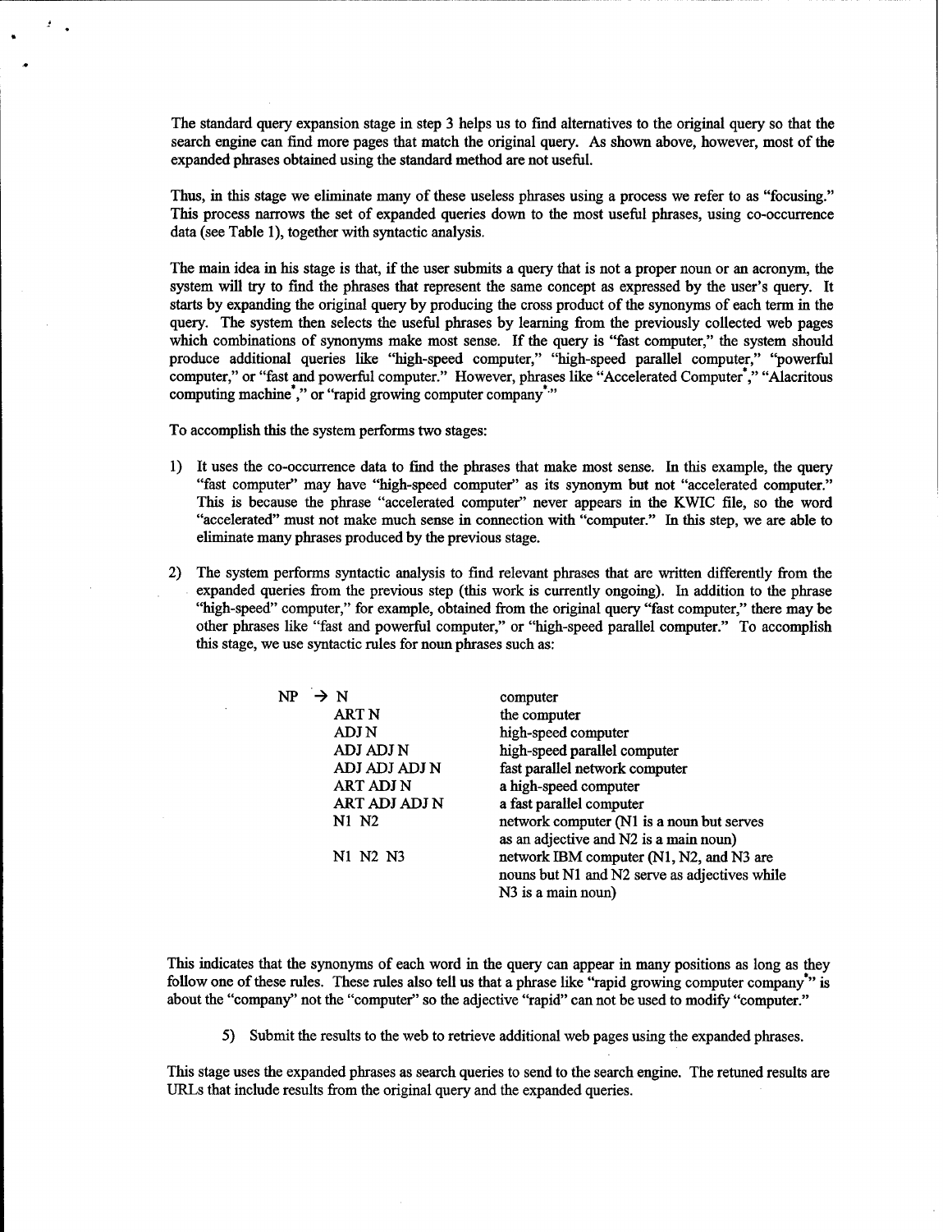The standard query expansion stage in step 3 helps us to find alternatives to the original query so that the search engine can find more pages that match the original query. As shown above, however, most of the expanded phrases obtained using the standard method are not useful.

Thus, in this stage we eliminate many of these useless phrases using a process we refer to as "focusing." This process narrows the set of expanded queries down to the most useful phrases, using co-occurrence data (see Table 1), together with syntactic analysis.

The main idea in his stage is that, if the user submits a query that is not a proper noun or an acronym, the system will try to find the phrases that represent the same concept as expressed by the user's query. It starts by expanding the original query by producing the cross product of the synonyms of each term in the query. The system then selects the useful phrases by learning from the previously collected web pages which combinations of synonyms make most sense. If the query is "fast computer," the system should produce additional queries like "high-speed computer," "high-speed parallel computer," "powerful computer," or "fast and powerful computer." However, phrases like "Accelerated Computer*," "Alacritous computing machine*," or "rapid growing computer company*."

To accomplish this the system performs two stages:

1) It uses the co-occurrence data to find the phrases that make most sense. In this example, the query "fast computer" may have "high-speed computer" as its synonym but not "accelerated computer." This is because the phrase "accelerated computer" never appears in the KWIC file, so the word "accelerated" must not make much sense in connection with "computer." In this step, we are able to eliminate many phrases produced by the previous stage.

2) The system performs syntactic analysis to find relevant phrases that are written differently from the expanded queries from the previous step (this work is currently ongoing). In addition to the phrase "high-speed" computer," for example, obtained from the original query "fast computer," there may be other phrases like "fast and powerful computer," or "high-speed parallel computer." To accomplish this stage, we use syntactic rules for noun phrases such as:

| | | |
|---|---|---|
| NP → | N | computer |
| | ART N | the computer |
| | ADJ N | high-speed computer |
| | ADJ ADJ N | high-speed parallel computer |
| | ADJ ADJ ADJ N | fast parallel network computer |
| | ART ADJ N | a high-speed computer |
| | ART ADJ ADJ N | a fast parallel computer |
| | N1 N2 | network computer (N1 is a noun but serves as an adjective and N2 is a main noun) |
| | N1 N2 N3 | network IBM computer (N1, N2, and N3 are nouns but N1 and N2 serve as adjectives while N3 is a main noun) |

This indicates that the synonyms of each word in the query can appear in many positions as long as they follow one of these rules. These rules also tell us that a phrase like "rapid growing computer company*" is about the "company" not the "computer" so the adjective "rapid" can not be used to modify "computer."

5) Submit the results to the web to retrieve additional web pages using the expanded phrases.

This stage uses the expanded phrases as search queries to send to the search engine. The retuned results are URLs that include results from the original query and the expanded queries.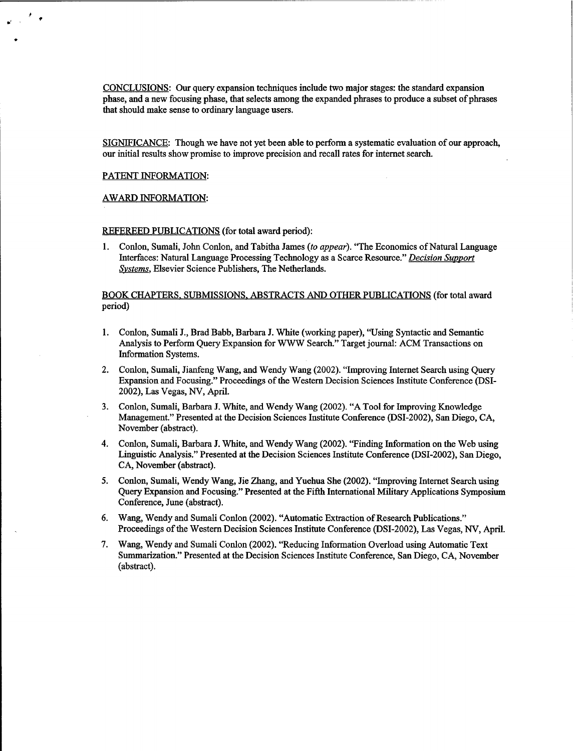CONCLUSIONS: Our query expansion techniques include two major stages: the standard expansion phase, and a new focusing phase, that selects among the expanded phrases to produce a subset of phrases that should make sense to ordinary language users.

SIGNIFICANCE: Though we have not yet been able to perform a systematic evaluation of our approach, our initial results show promise to improve precision and recall rates for internet search.

PATENT INFORMATION:

AWARD INFORMATION:

REFEREED PUBLICATIONS (for total award period):

1. Conlon, Sumali, John Conlon, and Tabitha James (*to appear*). "The Economics of Natural Language Interfaces: Natural Language Processing Technology as a Scarce Resource." *Decision Support Systems*, Elsevier Science Publishers, The Netherlands.

BOOK CHAPTERS, SUBMISSIONS, ABSTRACTS AND OTHER PUBLICATIONS (for total award period)

1. Conlon, Sumali J., Brad Babb, Barbara J. White (working paper), "Using Syntactic and Semantic Analysis to Perform Query Expansion for WWW Search." Target journal: ACM Transactions on Information Systems.
2. Conlon, Sumali, Jianfeng Wang, and Wendy Wang (2002). "Improving Internet Search using Query Expansion and Focusing." Proceedings of the Western Decision Sciences Institute Conference (DSI-2002), Las Vegas, NV, April.
3. Conlon, Sumali, Barbara J. White, and Wendy Wang (2002). "A Tool for Improving Knowledge Management." Presented at the Decision Sciences Institute Conference (DSI-2002), San Diego, CA, November (abstract).
4. Conlon, Sumali, Barbara J. White, and Wendy Wang (2002). "Finding Information on the Web using Linguistic Analysis." Presented at the Decision Sciences Institute Conference (DSI-2002), San Diego, CA, November (abstract).
5. Conlon, Sumali, Wendy Wang, Jie Zhang, and Yuehua She (2002). "Improving Internet Search using Query Expansion and Focusing." Presented at the Fifth International Military Applications Symposium Conference, June (abstract).
6. Wang, Wendy and Sumali Conlon (2002). "Automatic Extraction of Research Publications." Proceedings of the Western Decision Sciences Institute Conference (DSI-2002), Las Vegas, NV, April.
7. Wang, Wendy and Sumali Conlon (2002). "Reducing Information Overload using Automatic Text Summarization." Presented at the Decision Sciences Institute Conference, San Diego, CA, November (abstract).